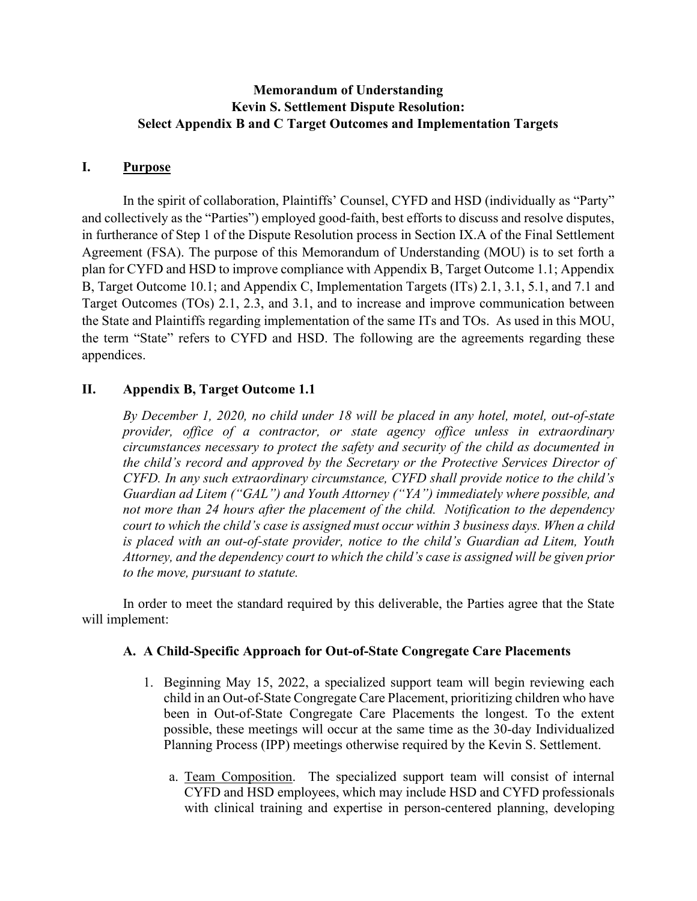# Memorandum of Understanding
# Kevin S. Settlement Dispute Resolution:
# Select Appendix B and C Target Outcomes and Implementation Targets

## I. Purpose

In the spirit of collaboration, Plaintiffs' Counsel, CYFD and HSD (individually as "Party" and collectively as the "Parties") employed good-faith, best efforts to discuss and resolve disputes, in furtherance of Step 1 of the Dispute Resolution process in Section IX.A of the Final Settlement Agreement (FSA). The purpose of this Memorandum of Understanding (MOU) is to set forth a plan for CYFD and HSD to improve compliance with Appendix B, Target Outcome 1.1; Appendix B, Target Outcome 10.1; and Appendix C, Implementation Targets (ITs) 2.1, 3.1, 5.1, and 7.1 and Target Outcomes (TOs) 2.1, 2.3, and 3.1, and to increase and improve communication between the State and Plaintiffs regarding implementation of the same ITs and TOs. As used in this MOU, the term "State" refers to CYFD and HSD. The following are the agreements regarding these appendices.

## II. Appendix B, Target Outcome 1.1

*By December 1, 2020, no child under 18 will be placed in any hotel, motel, out-of-state provider, office of a contractor, or state agency office unless in extraordinary circumstances necessary to protect the safety and security of the child as documented in the child's record and approved by the Secretary or the Protective Services Director of CYFD. In any such extraordinary circumstance, CYFD shall provide notice to the child's Guardian ad Litem ("GAL") and Youth Attorney ("YA") immediately where possible, and not more than 24 hours after the placement of the child. Notification to the dependency court to which the child's case is assigned must occur within 3 business days. When a child is placed with an out-of-state provider, notice to the child's Guardian ad Litem, Youth Attorney, and the dependency court to which the child's case is assigned will be given prior to the move, pursuant to statute.*

In order to meet the standard required by this deliverable, the Parties agree that the State will implement:

### A. A Child-Specific Approach for Out-of-State Congregate Care Placements

1. Beginning May 15, 2022, a specialized support team will begin reviewing each child in an Out-of-State Congregate Care Placement, prioritizing children who have been in Out-of-State Congregate Care Placements the longest. To the extent possible, these meetings will occur at the same time as the 30-day Individualized Planning Process (IPP) meetings otherwise required by the Kevin S. Settlement.

   a. <u>Team Composition</u>. The specialized support team will consist of internal CYFD and HSD employees, which may include HSD and CYFD professionals with clinical training and expertise in person-centered planning, developing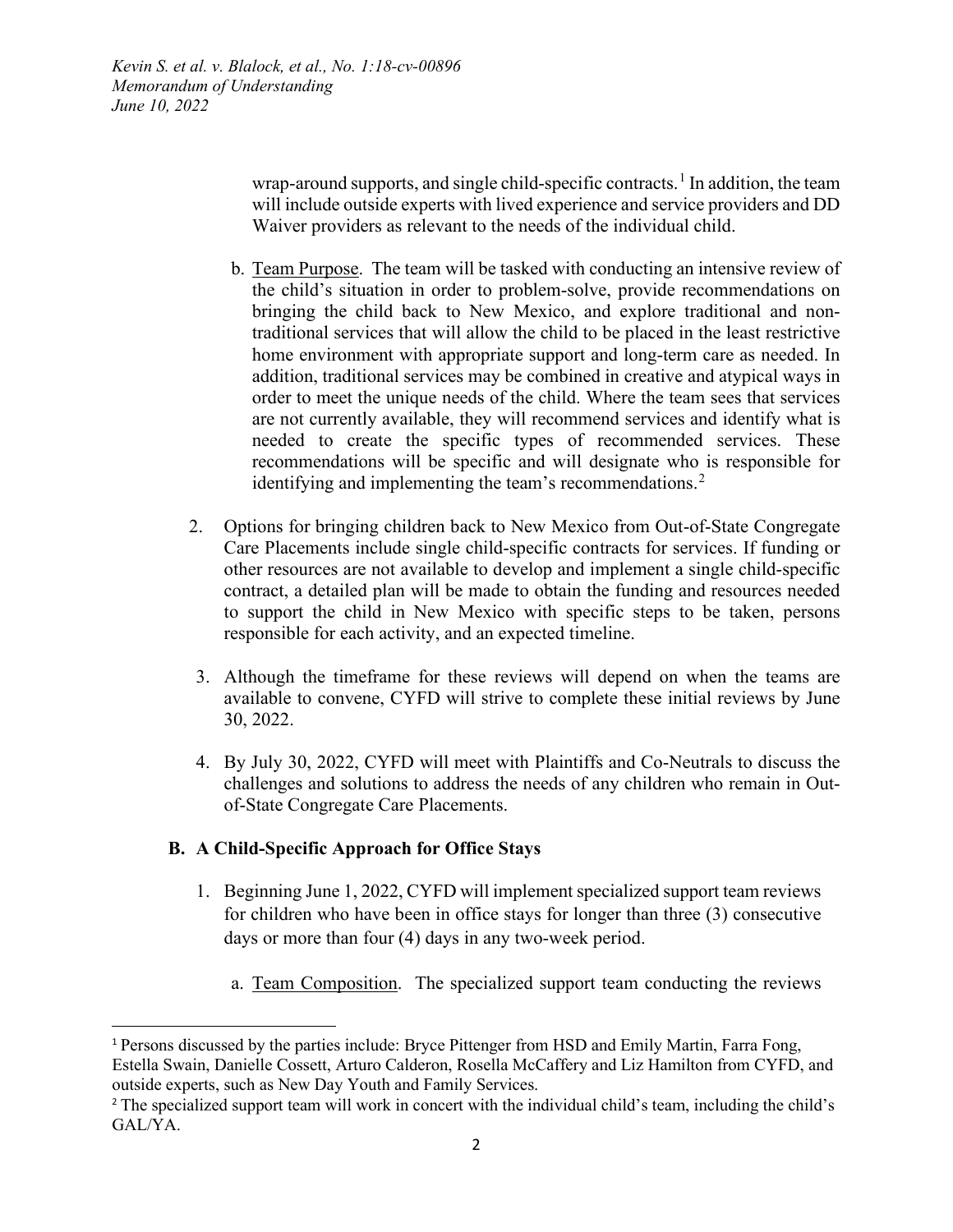wrap-around supports, and single child-specific contracts.[1] In addition, the team will include outside experts with lived experience and service providers and DD Waiver providers as relevant to the needs of the individual child.

b. Team Purpose. The team will be tasked with conducting an intensive review of the child's situation in order to problem-solve, provide recommendations on bringing the child back to New Mexico, and explore traditional and non-traditional services that will allow the child to be placed in the least restrictive home environment with appropriate support and long-term care as needed. In addition, traditional services may be combined in creative and atypical ways in order to meet the unique needs of the child. Where the team sees that services are not currently available, they will recommend services and identify what is needed to create the specific types of recommended services. These recommendations will be specific and will designate who is responsible for identifying and implementing the team's recommendations.[2]

2. Options for bringing children back to New Mexico from Out-of-State Congregate Care Placements include single child-specific contracts for services. If funding or other resources are not available to develop and implement a single child-specific contract, a detailed plan will be made to obtain the funding and resources needed to support the child in New Mexico with specific steps to be taken, persons responsible for each activity, and an expected timeline.

3. Although the timeframe for these reviews will depend on when the teams are available to convene, CYFD will strive to complete these initial reviews by June 30, 2022.

4. By July 30, 2022, CYFD will meet with Plaintiffs and Co-Neutrals to discuss the challenges and solutions to address the needs of any children who remain in Out-of-State Congregate Care Placements.

### B. A Child-Specific Approach for Office Stays

1. Beginning June 1, 2022, CYFD will implement specialized support team reviews for children who have been in office stays for longer than three (3) consecutive days or more than four (4) days in any two-week period.

   a. Team Composition. The specialized support team conducting the reviews

---

[1] Persons discussed by the parties include: Bryce Pittenger from HSD and Emily Martin, Farra Fong, Estella Swain, Danielle Cossett, Arturo Calderon, Rosella McCaffery and Liz Hamilton from CYFD, and outside experts, such as New Day Youth and Family Services.

[2] The specialized support team will work in concert with the individual child's team, including the child's GAL/YA.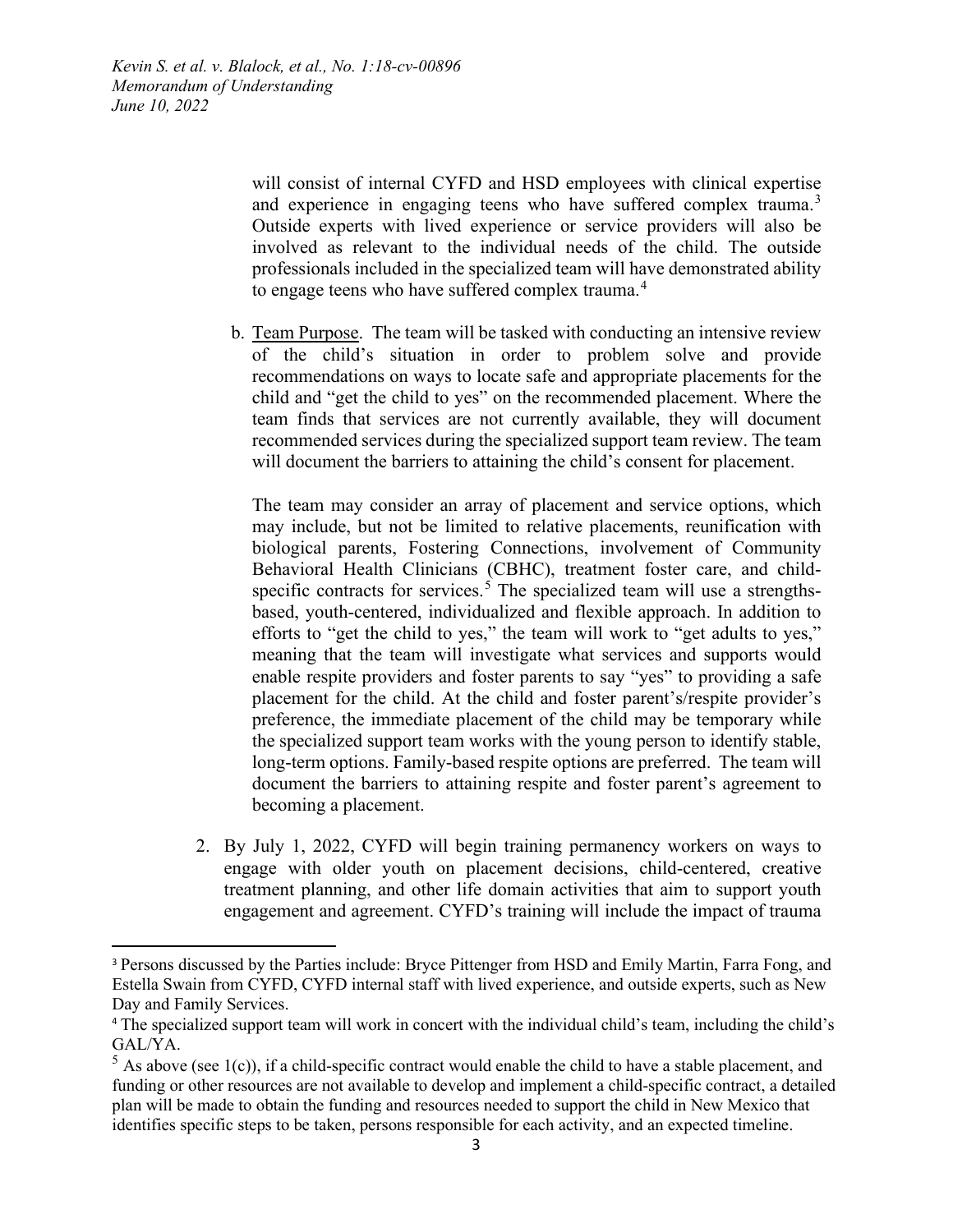will consist of internal CYFD and HSD employees with clinical expertise and experience in engaging teens who have suffered complex trauma.[3] Outside experts with lived experience or service providers will also be involved as relevant to the individual needs of the child. The outside professionals included in the specialized team will have demonstrated ability to engage teens who have suffered complex trauma.[4]

b. Team Purpose. The team will be tasked with conducting an intensive review of the child's situation in order to problem solve and provide recommendations on ways to locate safe and appropriate placements for the child and "get the child to yes" on the recommended placement. Where the team finds that services are not currently available, they will document recommended services during the specialized support team review. The team will document the barriers to attaining the child's consent for placement.

   The team may consider an array of placement and service options, which may include, but not be limited to relative placements, reunification with biological parents, Fostering Connections, involvement of Community Behavioral Health Clinicians (CBHC), treatment foster care, and child-specific contracts for services.[5] The specialized team will use a strengths-based, youth-centered, individualized and flexible approach. In addition to efforts to "get the child to yes," the team will work to "get adults to yes," meaning that the team will investigate what services and supports would enable respite providers and foster parents to say "yes" to providing a safe placement for the child. At the child and foster parent's/respite provider's preference, the immediate placement of the child may be temporary while the specialized support team works with the young person to identify stable, long-term options. Family-based respite options are preferred. The team will document the barriers to attaining respite and foster parent's agreement to becoming a placement.

2. By July 1, 2022, CYFD will begin training permanency workers on ways to engage with older youth on placement decisions, child-centered, creative treatment planning, and other life domain activities that aim to support youth engagement and agreement. CYFD's training will include the impact of trauma

---

[3] Persons discussed by the Parties include: Bryce Pittenger from HSD and Emily Martin, Farra Fong, and Estella Swain from CYFD, CYFD internal staff with lived experience, and outside experts, such as New Day and Family Services.

[4] The specialized support team will work in concert with the individual child's team, including the child's GAL/YA.

[5] As above (see 1(c)), if a child-specific contract would enable the child to have a stable placement, and funding or other resources are not available to develop and implement a child-specific contract, a detailed plan will be made to obtain the funding and resources needed to support the child in New Mexico that identifies specific steps to be taken, persons responsible for each activity, and an expected timeline.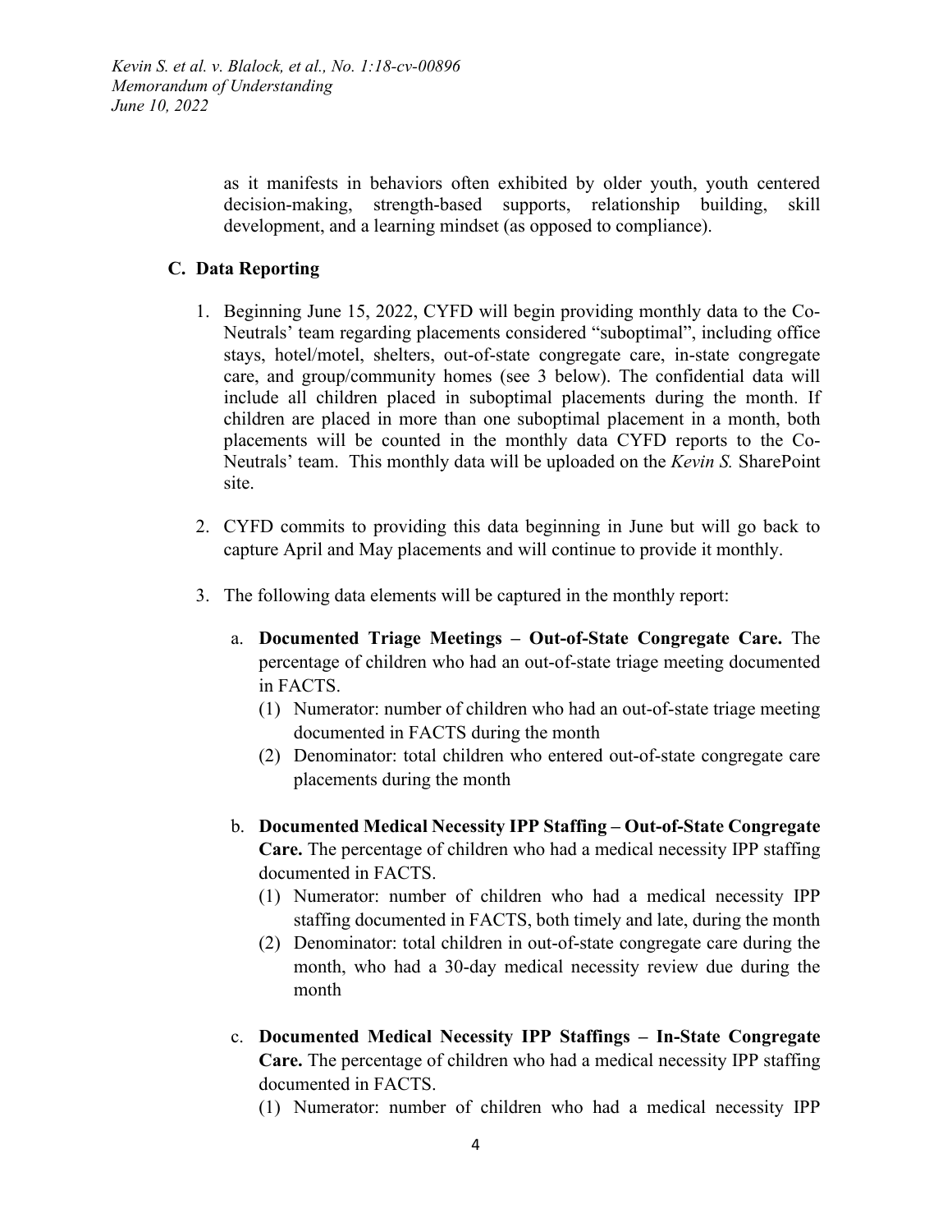as it manifests in behaviors often exhibited by older youth, youth centered decision-making, strength-based supports, relationship building, skill development, and a learning mindset (as opposed to compliance).

### C. Data Reporting

1. Beginning June 15, 2022, CYFD will begin providing monthly data to the Co-Neutrals' team regarding placements considered "suboptimal", including office stays, hotel/motel, shelters, out-of-state congregate care, in-state congregate care, and group/community homes (see 3 below). The confidential data will include all children placed in suboptimal placements during the month. If children are placed in more than one suboptimal placement in a month, both placements will be counted in the monthly data CYFD reports to the Co-Neutrals' team. This monthly data will be uploaded on the *Kevin S.* SharePoint site.

2. CYFD commits to providing this data beginning in June but will go back to capture April and May placements and will continue to provide it monthly.

3. The following data elements will be captured in the monthly report:

   a. **Documented Triage Meetings – Out-of-State Congregate Care.** The percentage of children who had an out-of-state triage meeting documented in FACTS.
      (1) Numerator: number of children who had an out-of-state triage meeting documented in FACTS during the month
      (2) Denominator: total children who entered out-of-state congregate care placements during the month

   b. **Documented Medical Necessity IPP Staffing – Out-of-State Congregate Care.** The percentage of children who had a medical necessity IPP staffing documented in FACTS.
      (1) Numerator: number of children who had a medical necessity IPP staffing documented in FACTS, both timely and late, during the month
      (2) Denominator: total children in out-of-state congregate care during the month, who had a 30-day medical necessity review due during the month

   c. **Documented Medical Necessity IPP Staffings – In-State Congregate Care.** The percentage of children who had a medical necessity IPP staffing documented in FACTS.
      (1) Numerator: number of children who had a medical necessity IPP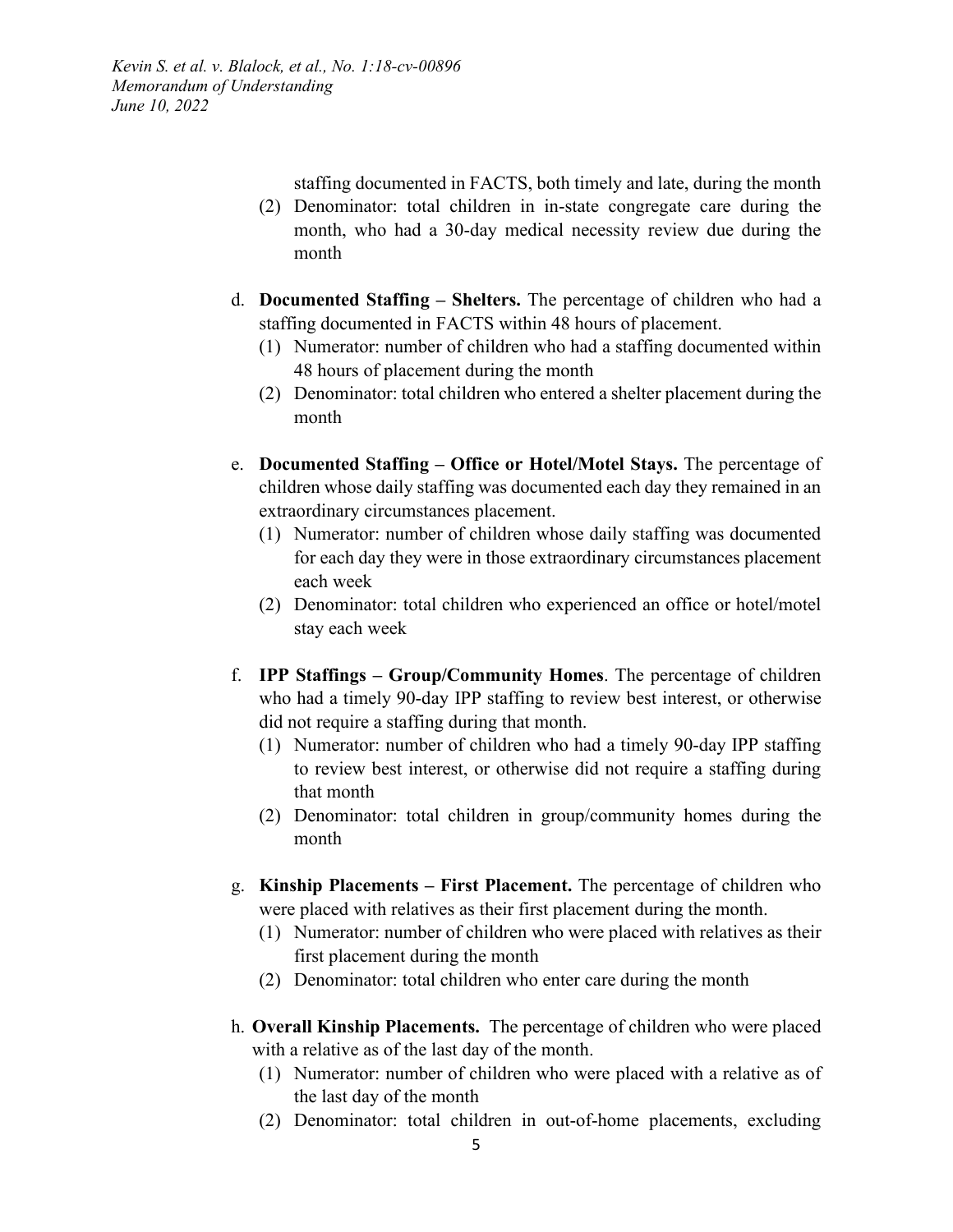staffing documented in FACTS, both timely and late, during the month

(2) Denominator: total children in in-state congregate care during the month, who had a 30-day medical necessity review due during the month

d. **Documented Staffing – Shelters.** The percentage of children who had a staffing documented in FACTS within 48 hours of placement.

(1) Numerator: number of children who had a staffing documented within 48 hours of placement during the month

(2) Denominator: total children who entered a shelter placement during the month

e. **Documented Staffing – Office or Hotel/Motel Stays.** The percentage of children whose daily staffing was documented each day they remained in an extraordinary circumstances placement.

(1) Numerator: number of children whose daily staffing was documented for each day they were in those extraordinary circumstances placement each week

(2) Denominator: total children who experienced an office or hotel/motel stay each week

f. **IPP Staffings – Group/Community Homes**. The percentage of children who had a timely 90-day IPP staffing to review best interest, or otherwise did not require a staffing during that month.

(1) Numerator: number of children who had a timely 90-day IPP staffing to review best interest, or otherwise did not require a staffing during that month

(2) Denominator: total children in group/community homes during the month

g. **Kinship Placements – First Placement.** The percentage of children who were placed with relatives as their first placement during the month.

(1) Numerator: number of children who were placed with relatives as their first placement during the month

(2) Denominator: total children who enter care during the month

h. **Overall Kinship Placements.** The percentage of children who were placed with a relative as of the last day of the month.

(1) Numerator: number of children who were placed with a relative as of the last day of the month

(2) Denominator: total children in out-of-home placements, excluding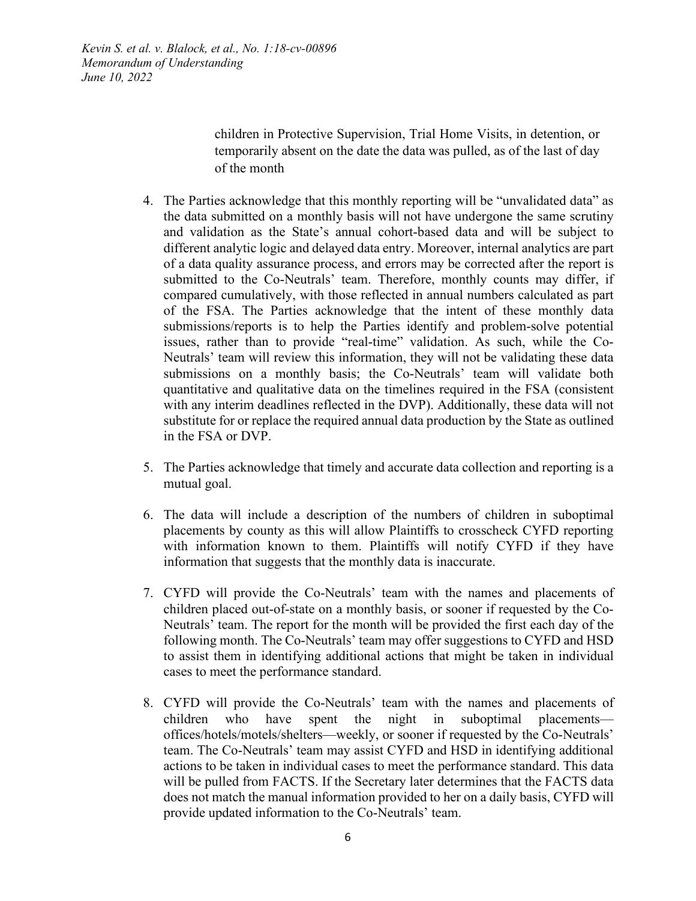children in Protective Supervision, Trial Home Visits, in detention, or temporarily absent on the date the data was pulled, as of the last of day of the month

4. The Parties acknowledge that this monthly reporting will be "unvalidated data" as the data submitted on a monthly basis will not have undergone the same scrutiny and validation as the State's annual cohort-based data and will be subject to different analytic logic and delayed data entry. Moreover, internal analytics are part of a data quality assurance process, and errors may be corrected after the report is submitted to the Co-Neutrals' team. Therefore, monthly counts may differ, if compared cumulatively, with those reflected in annual numbers calculated as part of the FSA. The Parties acknowledge that the intent of these monthly data submissions/reports is to help the Parties identify and problem-solve potential issues, rather than to provide "real-time" validation. As such, while the Co-Neutrals' team will review this information, they will not be validating these data submissions on a monthly basis; the Co-Neutrals' team will validate both quantitative and qualitative data on the timelines required in the FSA (consistent with any interim deadlines reflected in the DVP). Additionally, these data will not substitute for or replace the required annual data production by the State as outlined in the FSA or DVP.

5. The Parties acknowledge that timely and accurate data collection and reporting is a mutual goal.

6. The data will include a description of the numbers of children in suboptimal placements by county as this will allow Plaintiffs to crosscheck CYFD reporting with information known to them. Plaintiffs will notify CYFD if they have information that suggests that the monthly data is inaccurate.

7. CYFD will provide the Co-Neutrals' team with the names and placements of children placed out-of-state on a monthly basis, or sooner if requested by the Co-Neutrals' team. The report for the month will be provided the first each day of the following month. The Co-Neutrals' team may offer suggestions to CYFD and HSD to assist them in identifying additional actions that might be taken in individual cases to meet the performance standard.

8. CYFD will provide the Co-Neutrals' team with the names and placements of children who have spent the night in suboptimal placements—offices/hotels/motels/shelters—weekly, or sooner if requested by the Co-Neutrals' team. The Co-Neutrals' team may assist CYFD and HSD in identifying additional actions to be taken in individual cases to meet the performance standard. This data will be pulled from FACTS. If the Secretary later determines that the FACTS data does not match the manual information provided to her on a daily basis, CYFD will provide updated information to the Co-Neutrals' team.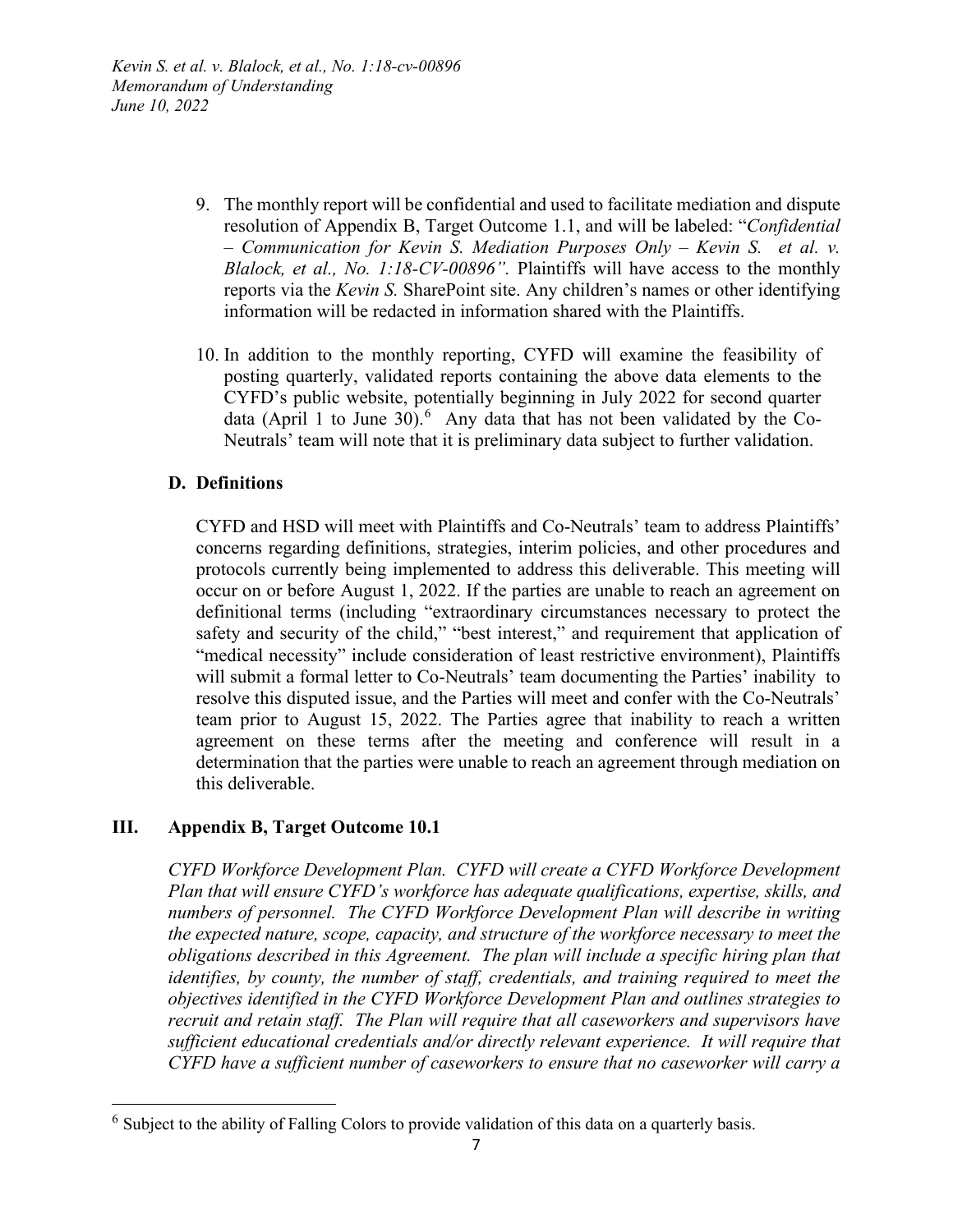9. The monthly report will be confidential and used to facilitate mediation and dispute resolution of Appendix B, Target Outcome 1.1, and will be labeled: "*Confidential – Communication for Kevin S. Mediation Purposes Only – Kevin S. et al. v. Blalock, et al., No. 1:18-CV-00896"*. Plaintiffs will have access to the monthly reports via the *Kevin S.* SharePoint site. Any children's names or other identifying information will be redacted in information shared with the Plaintiffs.

10. In addition to the monthly reporting, CYFD will examine the feasibility of posting quarterly, validated reports containing the above data elements to the CYFD's public website, potentially beginning in July 2022 for second quarter data (April 1 to June 30).[6] Any data that has not been validated by the Co-Neutrals' team will note that it is preliminary data subject to further validation.

### D. Definitions

CYFD and HSD will meet with Plaintiffs and Co-Neutrals' team to address Plaintiffs' concerns regarding definitions, strategies, interim policies, and other procedures and protocols currently being implemented to address this deliverable. This meeting will occur on or before August 1, 2022. If the parties are unable to reach an agreement on definitional terms (including "extraordinary circumstances necessary to protect the safety and security of the child," "best interest," and requirement that application of "medical necessity" include consideration of least restrictive environment), Plaintiffs will submit a formal letter to Co-Neutrals' team documenting the Parties' inability to resolve this disputed issue, and the Parties will meet and confer with the Co-Neutrals' team prior to August 15, 2022. The Parties agree that inability to reach a written agreement on these terms after the meeting and conference will result in a determination that the parties were unable to reach an agreement through mediation on this deliverable.

## III. Appendix B, Target Outcome 10.1

*CYFD Workforce Development Plan. CYFD will create a CYFD Workforce Development Plan that will ensure CYFD's workforce has adequate qualifications, expertise, skills, and numbers of personnel. The CYFD Workforce Development Plan will describe in writing the expected nature, scope, capacity, and structure of the workforce necessary to meet the obligations described in this Agreement. The plan will include a specific hiring plan that identifies, by county, the number of staff, credentials, and training required to meet the objectives identified in the CYFD Workforce Development Plan and outlines strategies to recruit and retain staff. The Plan will require that all caseworkers and supervisors have sufficient educational credentials and/or directly relevant experience. It will require that CYFD have a sufficient number of caseworkers to ensure that no caseworker will carry a*

---

[6] Subject to the ability of Falling Colors to provide validation of this data on a quarterly basis.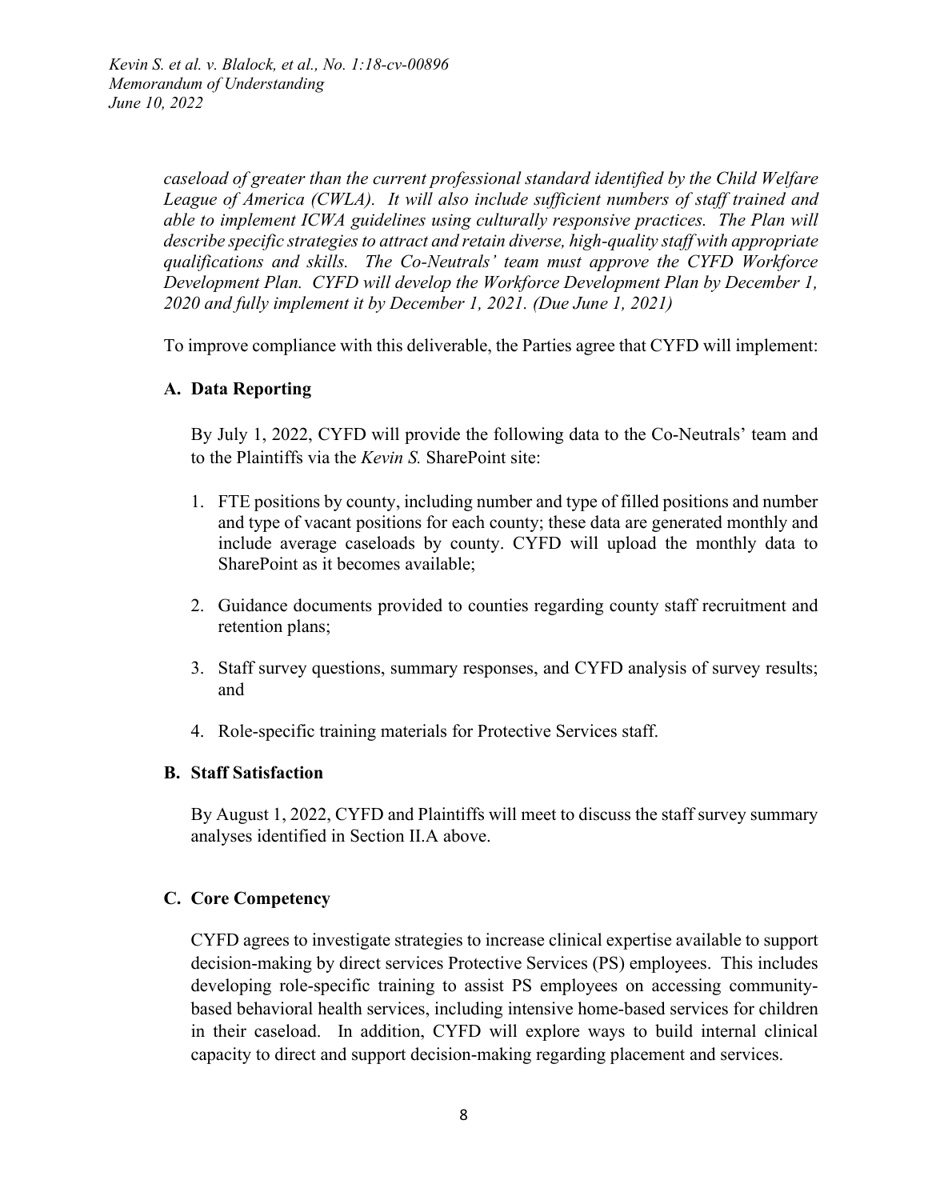*caseload of greater than the current professional standard identified by the Child Welfare League of America (CWLA). It will also include sufficient numbers of staff trained and able to implement ICWA guidelines using culturally responsive practices. The Plan will describe specific strategies to attract and retain diverse, high-quality staff with appropriate qualifications and skills. The Co-Neutrals' team must approve the CYFD Workforce Development Plan. CYFD will develop the Workforce Development Plan by December 1, 2020 and fully implement it by December 1, 2021. (Due June 1, 2021)*

To improve compliance with this deliverable, the Parties agree that CYFD will implement:

### A. Data Reporting

By July 1, 2022, CYFD will provide the following data to the Co-Neutrals' team and to the Plaintiffs via the *Kevin S.* SharePoint site:

1. FTE positions by county, including number and type of filled positions and number and type of vacant positions for each county; these data are generated monthly and include average caseloads by county. CYFD will upload the monthly data to SharePoint as it becomes available;
2. Guidance documents provided to counties regarding county staff recruitment and retention plans;
3. Staff survey questions, summary responses, and CYFD analysis of survey results; and
4. Role-specific training materials for Protective Services staff.

### B. Staff Satisfaction

By August 1, 2022, CYFD and Plaintiffs will meet to discuss the staff survey summary analyses identified in Section II.A above.

### C. Core Competency

CYFD agrees to investigate strategies to increase clinical expertise available to support decision-making by direct services Protective Services (PS) employees. This includes developing role-specific training to assist PS employees on accessing community-based behavioral health services, including intensive home-based services for children in their caseload. In addition, CYFD will explore ways to build internal clinical capacity to direct and support decision-making regarding placement and services.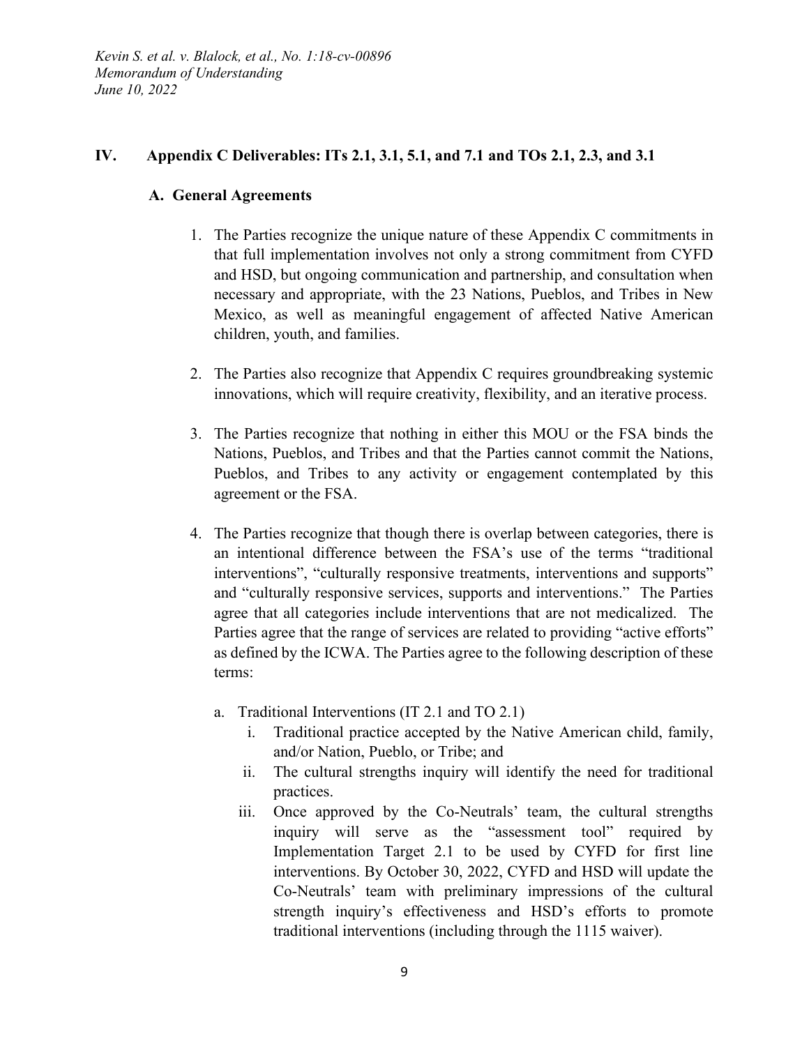## IV. Appendix C Deliverables: ITs 2.1, 3.1, 5.1, and 7.1 and TOs 2.1, 2.3, and 3.1

### A. General Agreements

1. The Parties recognize the unique nature of these Appendix C commitments in that full implementation involves not only a strong commitment from CYFD and HSD, but ongoing communication and partnership, and consultation when necessary and appropriate, with the 23 Nations, Pueblos, and Tribes in New Mexico, as well as meaningful engagement of affected Native American children, youth, and families.

2. The Parties also recognize that Appendix C requires groundbreaking systemic innovations, which will require creativity, flexibility, and an iterative process.

3. The Parties recognize that nothing in either this MOU or the FSA binds the Nations, Pueblos, and Tribes and that the Parties cannot commit the Nations, Pueblos, and Tribes to any activity or engagement contemplated by this agreement or the FSA.

4. The Parties recognize that though there is overlap between categories, there is an intentional difference between the FSA's use of the terms "traditional interventions", "culturally responsive treatments, interventions and supports" and "culturally responsive services, supports and interventions." The Parties agree that all categories include interventions that are not medicalized. The Parties agree that the range of services are related to providing "active efforts" as defined by the ICWA. The Parties agree to the following description of these terms:

   a. Traditional Interventions (IT 2.1 and TO 2.1)

      i. Traditional practice accepted by the Native American child, family, and/or Nation, Pueblo, or Tribe; and

      ii. The cultural strengths inquiry will identify the need for traditional practices.

      iii. Once approved by the Co-Neutrals' team, the cultural strengths inquiry will serve as the "assessment tool" required by Implementation Target 2.1 to be used by CYFD for first line interventions. By October 30, 2022, CYFD and HSD will update the Co-Neutrals' team with preliminary impressions of the cultural strength inquiry's effectiveness and HSD's efforts to promote traditional interventions (including through the 1115 waiver).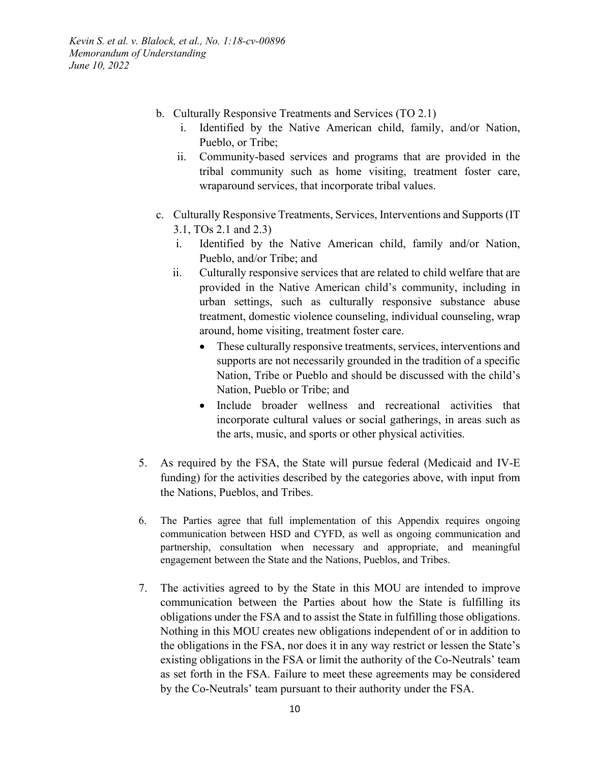b. Culturally Responsive Treatments and Services (TO 2.1)
    i. Identified by the Native American child, family, and/or Nation, Pueblo, or Tribe;
    ii. Community-based services and programs that are provided in the tribal community such as home visiting, treatment foster care, wraparound services, that incorporate tribal values.

c. Culturally Responsive Treatments, Services, Interventions and Supports (IT 3.1, TOs 2.1 and 2.3)
    i. Identified by the Native American child, family and/or Nation, Pueblo, and/or Tribe; and
    ii. Culturally responsive services that are related to child welfare that are provided in the Native American child's community, including in urban settings, such as culturally responsive substance abuse treatment, domestic violence counseling, individual counseling, wrap around, home visiting, treatment foster care.
        - These culturally responsive treatments, services, interventions and supports are not necessarily grounded in the tradition of a specific Nation, Tribe or Pueblo and should be discussed with the child's Nation, Pueblo or Tribe; and
        - Include broader wellness and recreational activities that incorporate cultural values or social gatherings, in areas such as the arts, music, and sports or other physical activities.

5. As required by the FSA, the State will pursue federal (Medicaid and IV-E funding) for the activities described by the categories above, with input from the Nations, Pueblos, and Tribes.

6. The Parties agree that full implementation of this Appendix requires ongoing communication between HSD and CYFD, as well as ongoing communication and partnership, consultation when necessary and appropriate, and meaningful engagement between the State and the Nations, Pueblos, and Tribes.

7. The activities agreed to by the State in this MOU are intended to improve communication between the Parties about how the State is fulfilling its obligations under the FSA and to assist the State in fulfilling those obligations. Nothing in this MOU creates new obligations independent of or in addition to the obligations in the FSA, nor does it in any way restrict or lessen the State's existing obligations in the FSA or limit the authority of the Co-Neutrals' team as set forth in the FSA. Failure to meet these agreements may be considered by the Co-Neutrals' team pursuant to their authority under the FSA.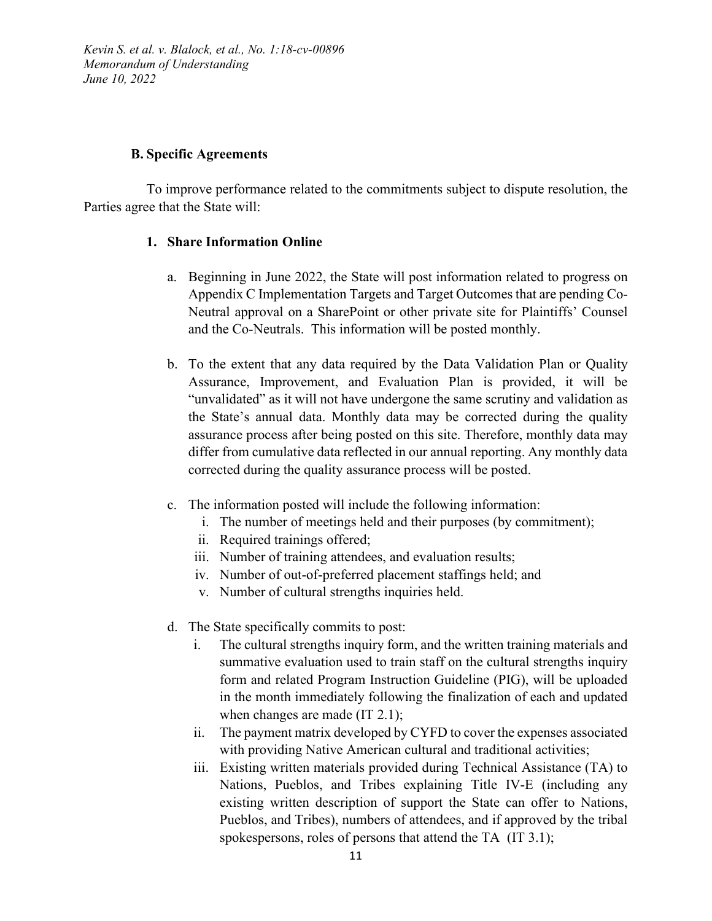## B. Specific Agreements

To improve performance related to the commitments subject to dispute resolution, the Parties agree that the State will:

### 1. Share Information Online

a. Beginning in June 2022, the State will post information related to progress on Appendix C Implementation Targets and Target Outcomes that are pending Co-Neutral approval on a SharePoint or other private site for Plaintiffs' Counsel and the Co-Neutrals. This information will be posted monthly.

b. To the extent that any data required by the Data Validation Plan or Quality Assurance, Improvement, and Evaluation Plan is provided, it will be "unvalidated" as it will not have undergone the same scrutiny and validation as the State's annual data. Monthly data may be corrected during the quality assurance process after being posted on this site. Therefore, monthly data may differ from cumulative data reflected in our annual reporting. Any monthly data corrected during the quality assurance process will be posted.

c. The information posted will include the following information:
   i. The number of meetings held and their purposes (by commitment);
   ii. Required trainings offered;
   iii. Number of training attendees, and evaluation results;
   iv. Number of out-of-preferred placement staffings held; and
   v. Number of cultural strengths inquiries held.

d. The State specifically commits to post:
   i. The cultural strengths inquiry form, and the written training materials and summative evaluation used to train staff on the cultural strengths inquiry form and related Program Instruction Guideline (PIG), will be uploaded in the month immediately following the finalization of each and updated when changes are made (IT 2.1);
   ii. The payment matrix developed by CYFD to cover the expenses associated with providing Native American cultural and traditional activities;
   iii. Existing written materials provided during Technical Assistance (TA) to Nations, Pueblos, and Tribes explaining Title IV-E (including any existing written description of support the State can offer to Nations, Pueblos, and Tribes), numbers of attendees, and if approved by the tribal spokespersons, roles of persons that attend the TA (IT 3.1);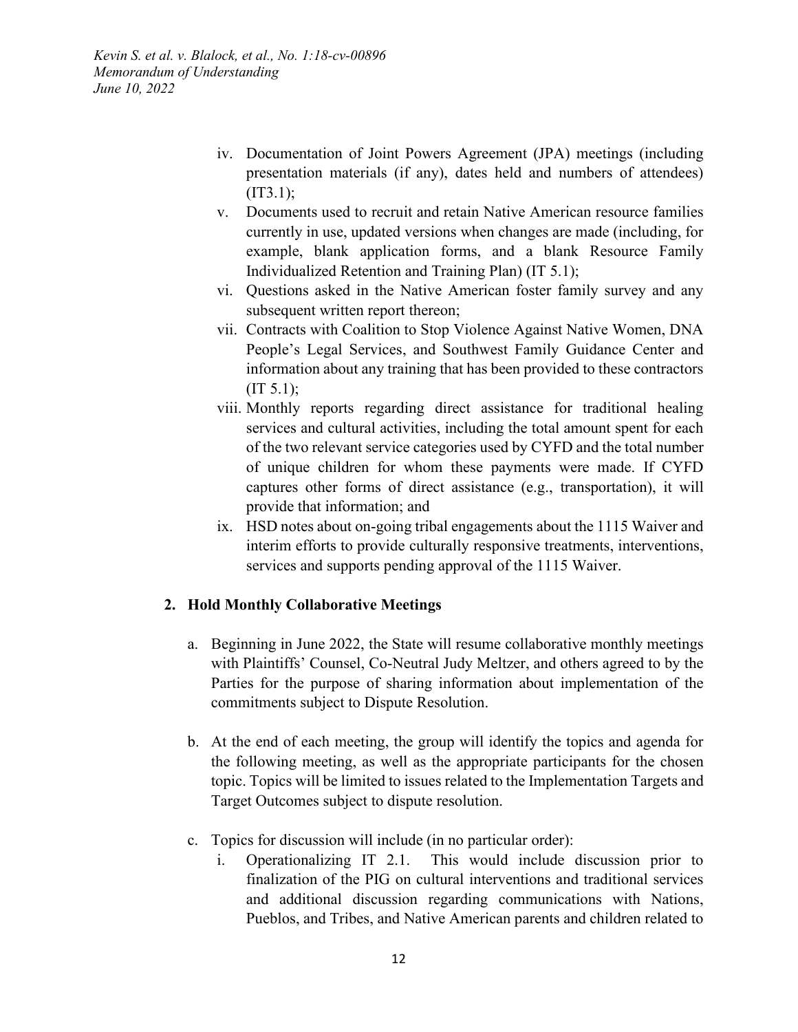iv. Documentation of Joint Powers Agreement (JPA) meetings (including presentation materials (if any), dates held and numbers of attendees) (IT3.1);

v. Documents used to recruit and retain Native American resource families currently in use, updated versions when changes are made (including, for example, blank application forms, and a blank Resource Family Individualized Retention and Training Plan) (IT 5.1);

vi. Questions asked in the Native American foster family survey and any subsequent written report thereon;

vii. Contracts with Coalition to Stop Violence Against Native Women, DNA People's Legal Services, and Southwest Family Guidance Center and information about any training that has been provided to these contractors (IT 5.1);

viii. Monthly reports regarding direct assistance for traditional healing services and cultural activities, including the total amount spent for each of the two relevant service categories used by CYFD and the total number of unique children for whom these payments were made. If CYFD captures other forms of direct assistance (e.g., transportation), it will provide that information; and

ix. HSD notes about on-going tribal engagements about the 1115 Waiver and interim efforts to provide culturally responsive treatments, interventions, services and supports pending approval of the 1115 Waiver.

## 2. Hold Monthly Collaborative Meetings

a. Beginning in June 2022, the State will resume collaborative monthly meetings with Plaintiffs' Counsel, Co-Neutral Judy Meltzer, and others agreed to by the Parties for the purpose of sharing information about implementation of the commitments subject to Dispute Resolution.

b. At the end of each meeting, the group will identify the topics and agenda for the following meeting, as well as the appropriate participants for the chosen topic. Topics will be limited to issues related to the Implementation Targets and Target Outcomes subject to dispute resolution.

c. Topics for discussion will include (in no particular order):

i. Operationalizing IT 2.1. This would include discussion prior to finalization of the PIG on cultural interventions and traditional services and additional discussion regarding communications with Nations, Pueblos, and Tribes, and Native American parents and children related to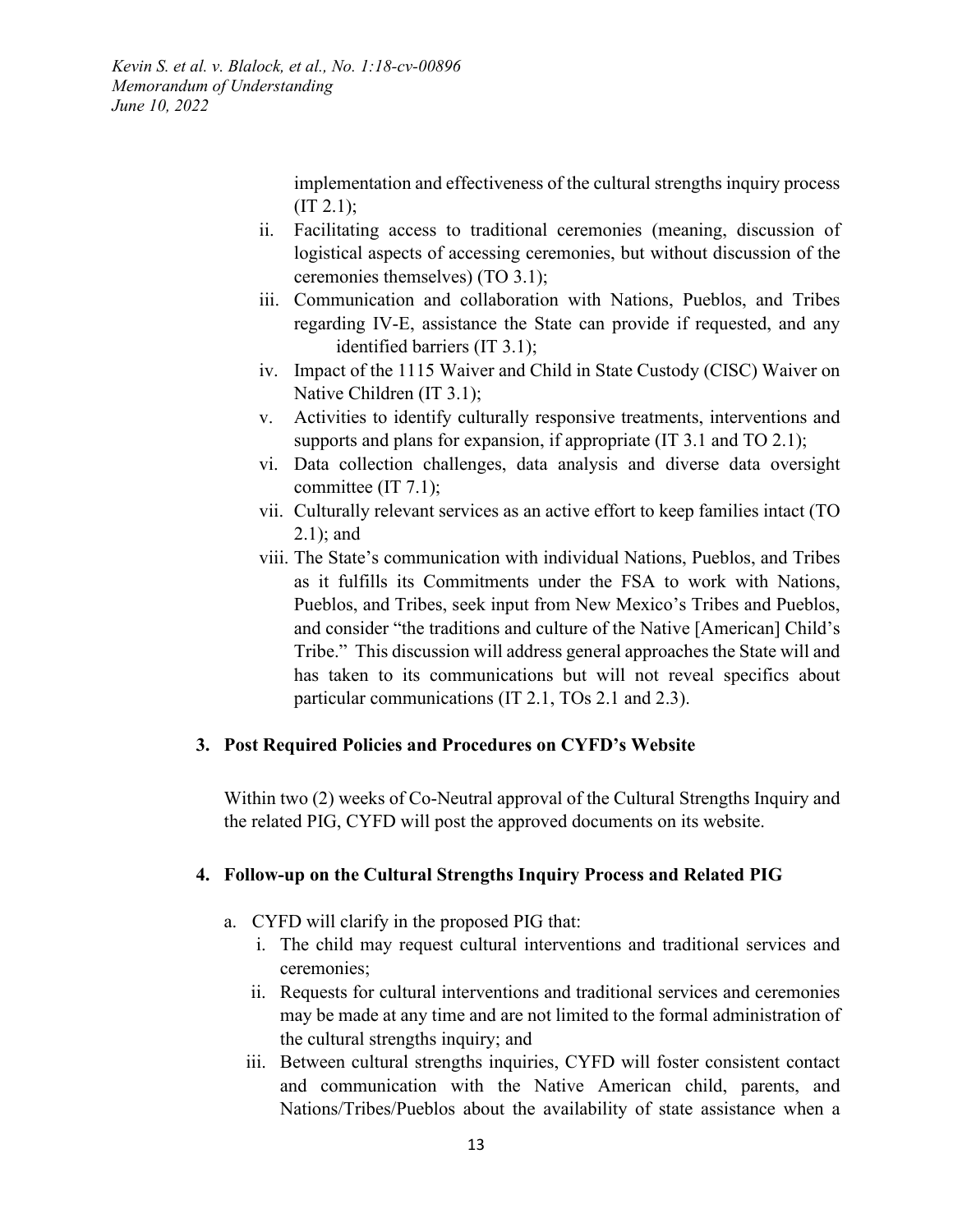implementation and effectiveness of the cultural strengths inquiry process (IT 2.1);

ii. Facilitating access to traditional ceremonies (meaning, discussion of logistical aspects of accessing ceremonies, but without discussion of the ceremonies themselves) (TO 3.1);

iii. Communication and collaboration with Nations, Pueblos, and Tribes regarding IV-E, assistance the State can provide if requested, and any identified barriers (IT 3.1);

iv. Impact of the 1115 Waiver and Child in State Custody (CISC) Waiver on Native Children (IT 3.1);

v. Activities to identify culturally responsive treatments, interventions and supports and plans for expansion, if appropriate (IT 3.1 and TO 2.1);

vi. Data collection challenges, data analysis and diverse data oversight committee (IT 7.1);

vii. Culturally relevant services as an active effort to keep families intact (TO 2.1); and

viii. The State's communication with individual Nations, Pueblos, and Tribes as it fulfills its Commitments under the FSA to work with Nations, Pueblos, and Tribes, seek input from New Mexico's Tribes and Pueblos, and consider "the traditions and culture of the Native [American] Child's Tribe." This discussion will address general approaches the State will and has taken to its communications but will not reveal specifics about particular communications (IT 2.1, TOs 2.1 and 2.3).

**3. Post Required Policies and Procedures on CYFD's Website**

Within two (2) weeks of Co-Neutral approval of the Cultural Strengths Inquiry and the related PIG, CYFD will post the approved documents on its website.

**4. Follow-up on the Cultural Strengths Inquiry Process and Related PIG**

a. CYFD will clarify in the proposed PIG that:

i. The child may request cultural interventions and traditional services and ceremonies;

ii. Requests for cultural interventions and traditional services and ceremonies may be made at any time and are not limited to the formal administration of the cultural strengths inquiry; and

iii. Between cultural strengths inquiries, CYFD will foster consistent contact and communication with the Native American child, parents, and Nations/Tribes/Pueblos about the availability of state assistance when a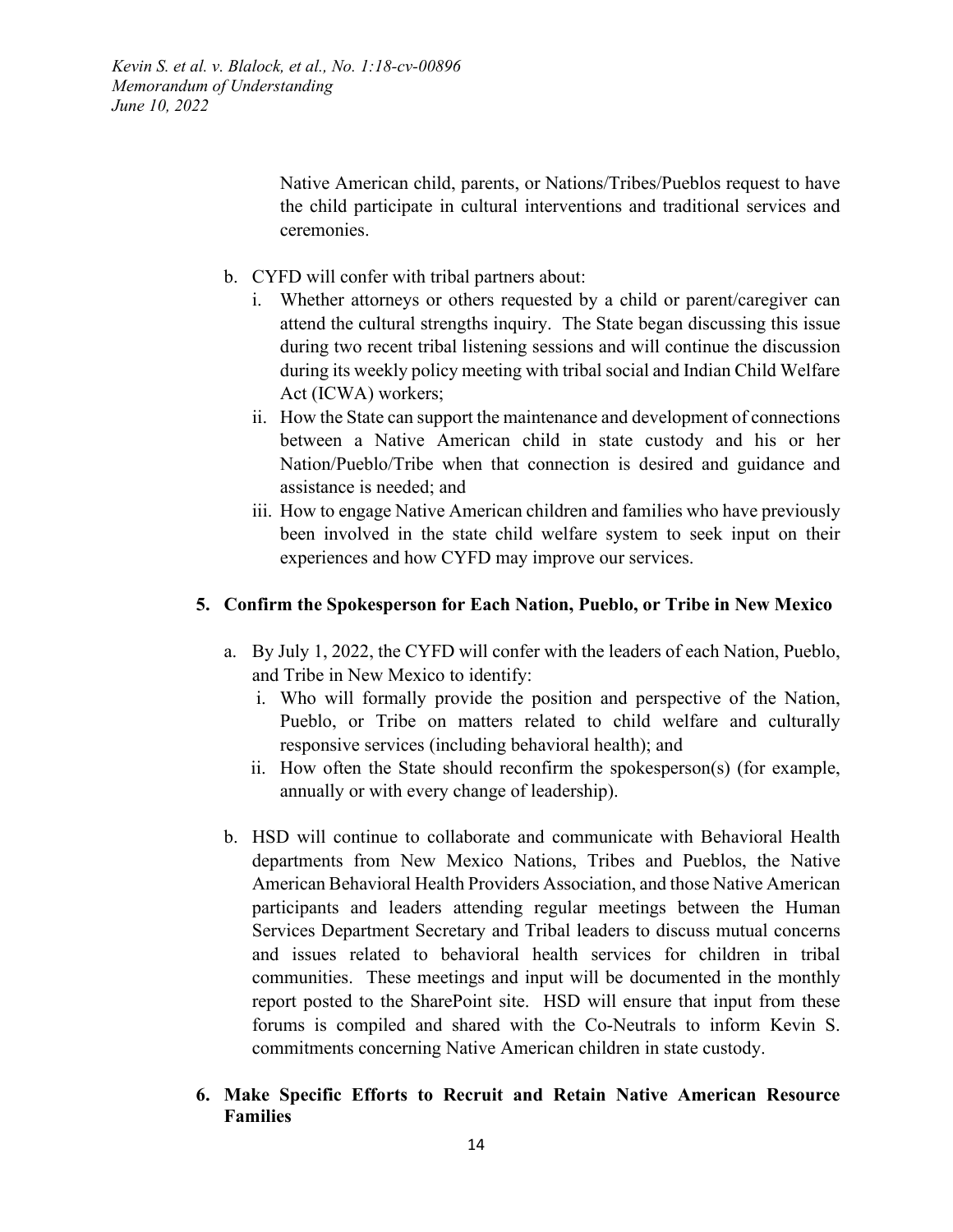Native American child, parents, or Nations/Tribes/Pueblos request to have the child participate in cultural interventions and traditional services and ceremonies.

b. CYFD will confer with tribal partners about:
   i. Whether attorneys or others requested by a child or parent/caregiver can attend the cultural strengths inquiry. The State began discussing this issue during two recent tribal listening sessions and will continue the discussion during its weekly policy meeting with tribal social and Indian Child Welfare Act (ICWA) workers;
   ii. How the State can support the maintenance and development of connections between a Native American child in state custody and his or her Nation/Pueblo/Tribe when that connection is desired and guidance and assistance is needed; and
   iii. How to engage Native American children and families who have previously been involved in the state child welfare system to seek input on their experiences and how CYFD may improve our services.

**5. Confirm the Spokesperson for Each Nation, Pueblo, or Tribe in New Mexico**

a. By July 1, 2022, the CYFD will confer with the leaders of each Nation, Pueblo, and Tribe in New Mexico to identify:
   i. Who will formally provide the position and perspective of the Nation, Pueblo, or Tribe on matters related to child welfare and culturally responsive services (including behavioral health); and
   ii. How often the State should reconfirm the spokesperson(s) (for example, annually or with every change of leadership).

b. HSD will continue to collaborate and communicate with Behavioral Health departments from New Mexico Nations, Tribes and Pueblos, the Native American Behavioral Health Providers Association, and those Native American participants and leaders attending regular meetings between the Human Services Department Secretary and Tribal leaders to discuss mutual concerns and issues related to behavioral health services for children in tribal communities. These meetings and input will be documented in the monthly report posted to the SharePoint site. HSD will ensure that input from these forums is compiled and shared with the Co-Neutrals to inform Kevin S. commitments concerning Native American children in state custody.

**6. Make Specific Efforts to Recruit and Retain Native American Resource Families**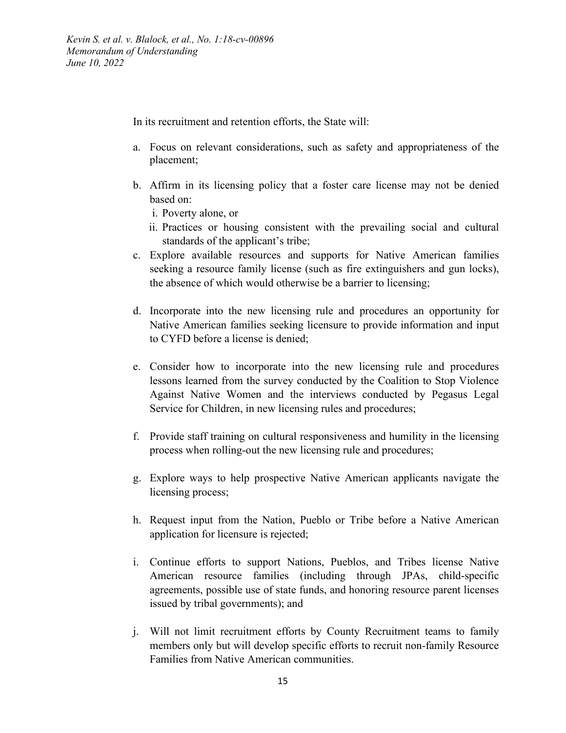In its recruitment and retention efforts, the State will:

a. Focus on relevant considerations, such as safety and appropriateness of the placement;

b. Affirm in its licensing policy that a foster care license may not be denied based on:
   i. Poverty alone, or
   ii. Practices or housing consistent with the prevailing social and cultural standards of the applicant's tribe;

c. Explore available resources and supports for Native American families seeking a resource family license (such as fire extinguishers and gun locks), the absence of which would otherwise be a barrier to licensing;

d. Incorporate into the new licensing rule and procedures an opportunity for Native American families seeking licensure to provide information and input to CYFD before a license is denied;

e. Consider how to incorporate into the new licensing rule and procedures lessons learned from the survey conducted by the Coalition to Stop Violence Against Native Women and the interviews conducted by Pegasus Legal Service for Children, in new licensing rules and procedures;

f. Provide staff training on cultural responsiveness and humility in the licensing process when rolling-out the new licensing rule and procedures;

g. Explore ways to help prospective Native American applicants navigate the licensing process;

h. Request input from the Nation, Pueblo or Tribe before a Native American application for licensure is rejected;

i. Continue efforts to support Nations, Pueblos, and Tribes license Native American resource families (including through JPAs, child-specific agreements, possible use of state funds, and honoring resource parent licenses issued by tribal governments); and

j. Will not limit recruitment efforts by County Recruitment teams to family members only but will develop specific efforts to recruit non-family Resource Families from Native American communities.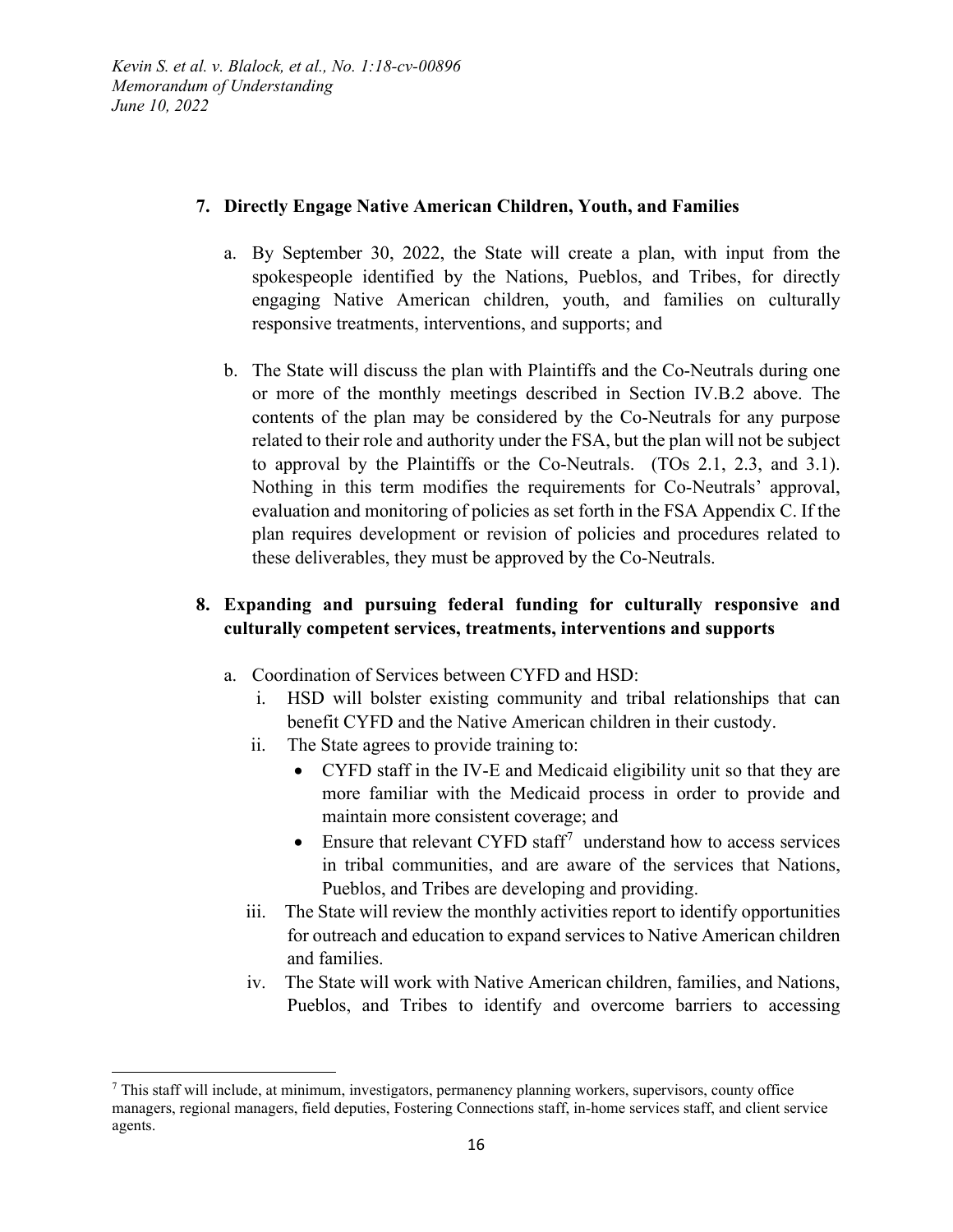**7. Directly Engage Native American Children, Youth, and Families**

a. By September 30, 2022, the State will create a plan, with input from the spokespeople identified by the Nations, Pueblos, and Tribes, for directly engaging Native American children, youth, and families on culturally responsive treatments, interventions, and supports; and

b. The State will discuss the plan with Plaintiffs and the Co-Neutrals during one or more of the monthly meetings described in Section IV.B.2 above. The contents of the plan may be considered by the Co-Neutrals for any purpose related to their role and authority under the FSA, but the plan will not be subject to approval by the Plaintiffs or the Co-Neutrals. (TOs 2.1, 2.3, and 3.1). Nothing in this term modifies the requirements for Co-Neutrals' approval, evaluation and monitoring of policies as set forth in the FSA Appendix C. If the plan requires development or revision of policies and procedures related to these deliverables, they must be approved by the Co-Neutrals.

**8. Expanding and pursuing federal funding for culturally responsive and culturally competent services, treatments, interventions and supports**

a. Coordination of Services between CYFD and HSD:

   i. HSD will bolster existing community and tribal relationships that can benefit CYFD and the Native American children in their custody.

   ii. The State agrees to provide training to:

   - CYFD staff in the IV-E and Medicaid eligibility unit so that they are more familiar with the Medicaid process in order to provide and maintain more consistent coverage; and
   - Ensure that relevant CYFD staff[7] understand how to access services in tribal communities, and are aware of the services that Nations, Pueblos, and Tribes are developing and providing.

   iii. The State will review the monthly activities report to identify opportunities for outreach and education to expand services to Native American children and families.

   iv. The State will work with Native American children, families, and Nations, Pueblos, and Tribes to identify and overcome barriers to accessing

[7] This staff will include, at minimum, investigators, permanency planning workers, supervisors, county office managers, regional managers, field deputies, Fostering Connections staff, in-home services staff, and client service agents.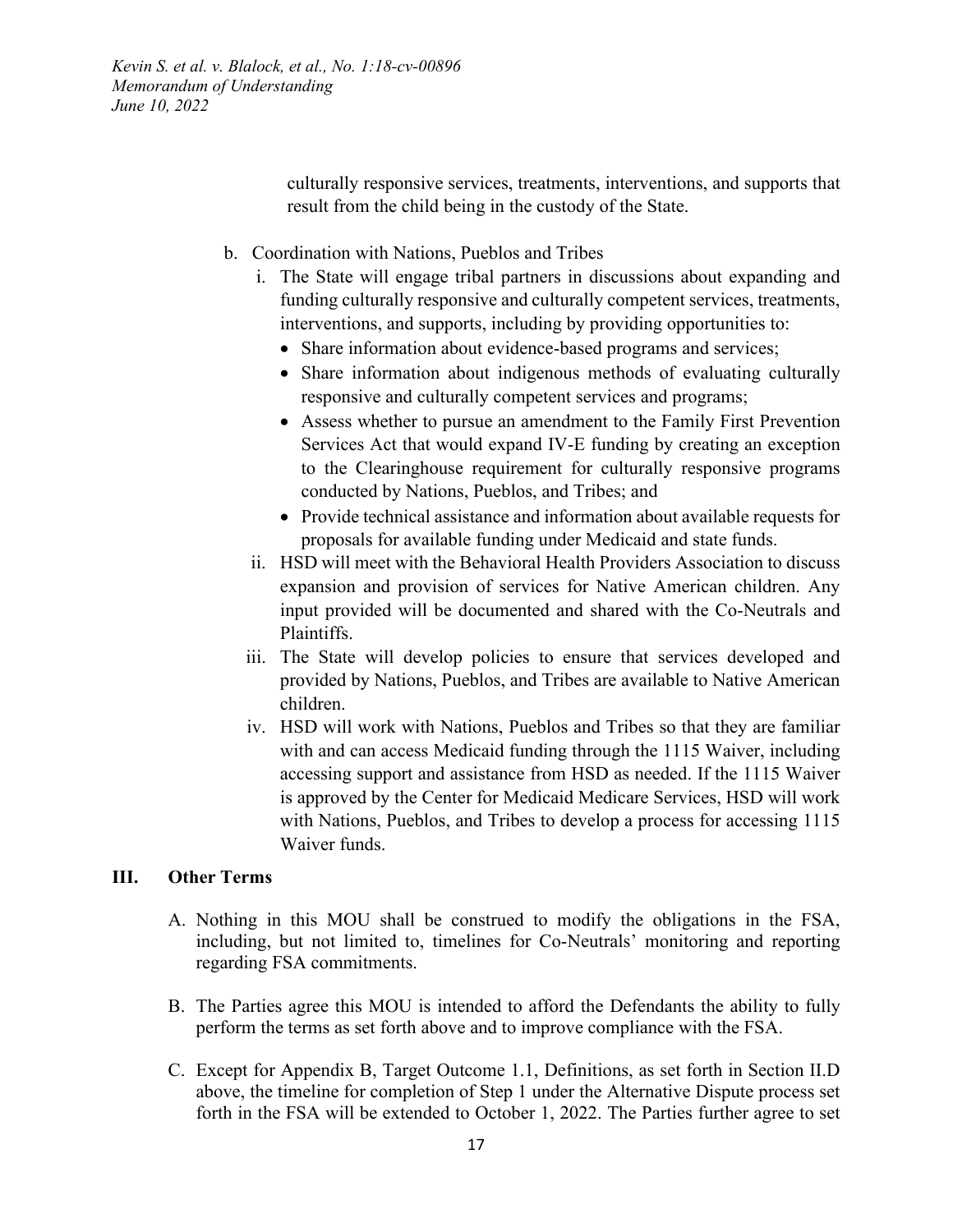culturally responsive services, treatments, interventions, and supports that result from the child being in the custody of the State.

b. Coordination with Nations, Pueblos and Tribes

   i. The State will engage tribal partners in discussions about expanding and funding culturally responsive and culturally competent services, treatments, interventions, and supports, including by providing opportunities to:

      - Share information about evidence-based programs and services;
      - Share information about indigenous methods of evaluating culturally responsive and culturally competent services and programs;
      - Assess whether to pursue an amendment to the Family First Prevention Services Act that would expand IV-E funding by creating an exception to the Clearinghouse requirement for culturally responsive programs conducted by Nations, Pueblos, and Tribes; and
      - Provide technical assistance and information about available requests for proposals for available funding under Medicaid and state funds.

   ii. HSD will meet with the Behavioral Health Providers Association to discuss expansion and provision of services for Native American children. Any input provided will be documented and shared with the Co-Neutrals and Plaintiffs.

   iii. The State will develop policies to ensure that services developed and provided by Nations, Pueblos, and Tribes are available to Native American children.

   iv. HSD will work with Nations, Pueblos and Tribes so that they are familiar with and can access Medicaid funding through the 1115 Waiver, including accessing support and assistance from HSD as needed. If the 1115 Waiver is approved by the Center for Medicaid Medicare Services, HSD will work with Nations, Pueblos, and Tribes to develop a process for accessing 1115 Waiver funds.

## III. Other Terms

A. Nothing in this MOU shall be construed to modify the obligations in the FSA, including, but not limited to, timelines for Co-Neutrals' monitoring and reporting regarding FSA commitments.

B. The Parties agree this MOU is intended to afford the Defendants the ability to fully perform the terms as set forth above and to improve compliance with the FSA.

C. Except for Appendix B, Target Outcome 1.1, Definitions, as set forth in Section II.D above, the timeline for completion of Step 1 under the Alternative Dispute process set forth in the FSA will be extended to October 1, 2022. The Parties further agree to set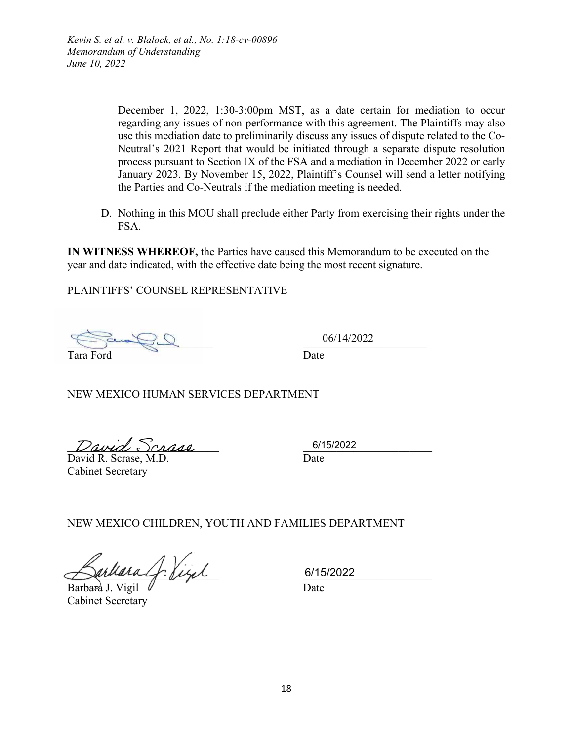December 1, 2022, 1:30-3:00pm MST, as a date certain for mediation to occur regarding any issues of non-performance with this agreement. The Plaintiffs may also use this mediation date to preliminarily discuss any issues of dispute related to the Co-Neutral's 2021 Report that would be initiated through a separate dispute resolution process pursuant to Section IX of the FSA and a mediation in December 2022 or early January 2023. By November 15, 2022, Plaintiff's Counsel will send a letter notifying the Parties and Co-Neutrals if the mediation meeting is needed.

D. Nothing in this MOU shall preclude either Party from exercising their rights under the FSA.

**IN WITNESS WHEREOF,** the Parties have caused this Memorandum to be executed on the year and date indicated, with the effective date being the most recent signature.

PLAINTIFFS' COUNSEL REPRESENTATIVE

Tara Ford
Date: 06/14/2022

NEW MEXICO HUMAN SERVICES DEPARTMENT

David Scrase

David R. Scrase, M.D.
Cabinet Secretary
Date: 6/15/2022

NEW MEXICO CHILDREN, YOUTH AND FAMILIES DEPARTMENT

Barbara J. Vigil

Barbara J. Vigil
Cabinet Secretary
Date: 6/15/2022